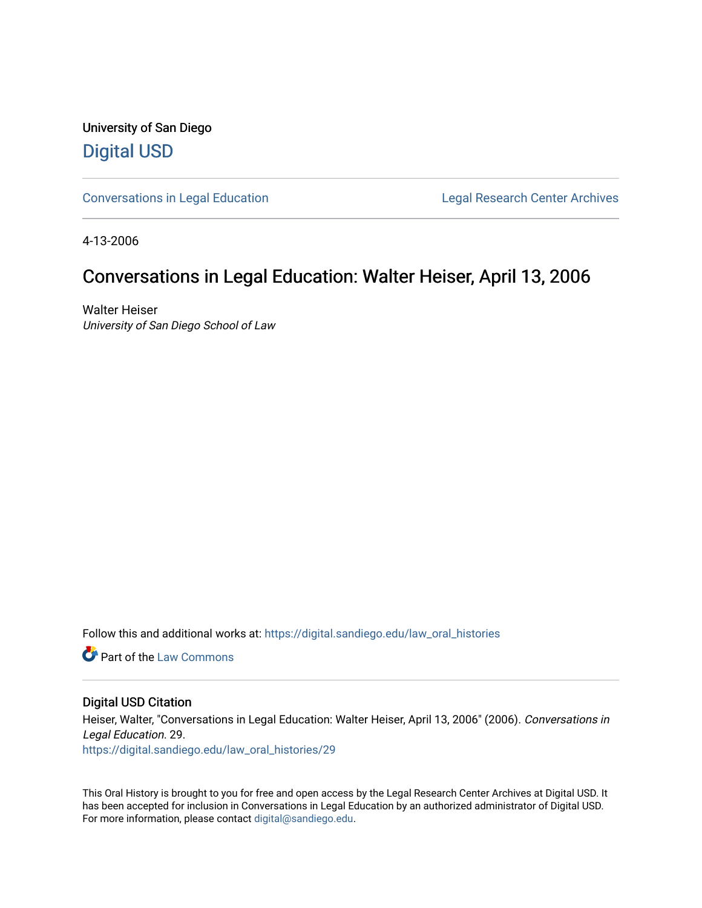University of San Diego

Digital USD

Conversations in Legal Education

Legal Research Center Archives

4-13-2006

# Conversations in Legal Education: Walter Heiser, April 13, 2006

Walter Heiser
*University of San Diego School of Law*

Follow this and additional works at: https://digital.sandiego.edu/law_oral_histories

Part of the Law Commons

## Digital USD Citation

Heiser, Walter, "Conversations in Legal Education: Walter Heiser, April 13, 2006" (2006). *Conversations in Legal Education*. 29.
https://digital.sandiego.edu/law_oral_histories/29

This Oral History is brought to you for free and open access by the Legal Research Center Archives at Digital USD. It has been accepted for inclusion in Conversations in Legal Education by an authorized administrator of Digital USD. For more information, please contact digital@sandiego.edu.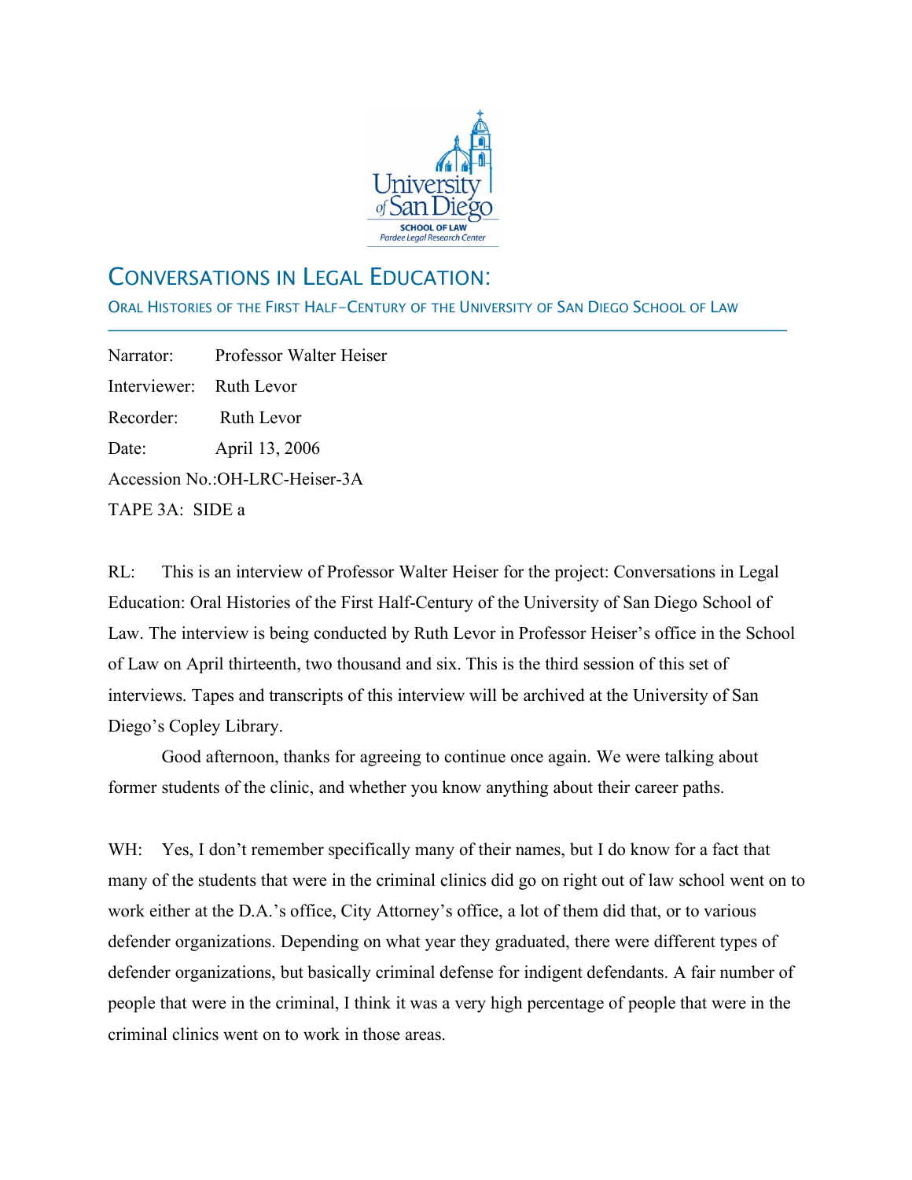# Conversations in Legal Education:

## Oral Histories of the First Half-Century of the University of San Diego School of Law

---

Narrator: Professor Walter Heiser

Interviewer: Ruth Levor

Recorder: Ruth Levor

Date: April 13, 2006

Accession No.:OH-LRC-Heiser-3A

TAPE 3A: SIDE a

RL: This is an interview of Professor Walter Heiser for the project: Conversations in Legal Education: Oral Histories of the First Half-Century of the University of San Diego School of Law. The interview is being conducted by Ruth Levor in Professor Heiser's office in the School of Law on April thirteenth, two thousand and six. This is the third session of this set of interviews. Tapes and transcripts of this interview will be archived at the University of San Diego's Copley Library.

Good afternoon, thanks for agreeing to continue once again. We were talking about former students of the clinic, and whether you know anything about their career paths.

WH: Yes, I don't remember specifically many of their names, but I do know for a fact that many of the students that were in the criminal clinics did go on right out of law school went on to work either at the D.A.'s office, City Attorney's office, a lot of them did that, or to various defender organizations. Depending on what year they graduated, there were different types of defender organizations, but basically criminal defense for indigent defendants. A fair number of people that were in the criminal, I think it was a very high percentage of people that were in the criminal clinics went on to work in those areas.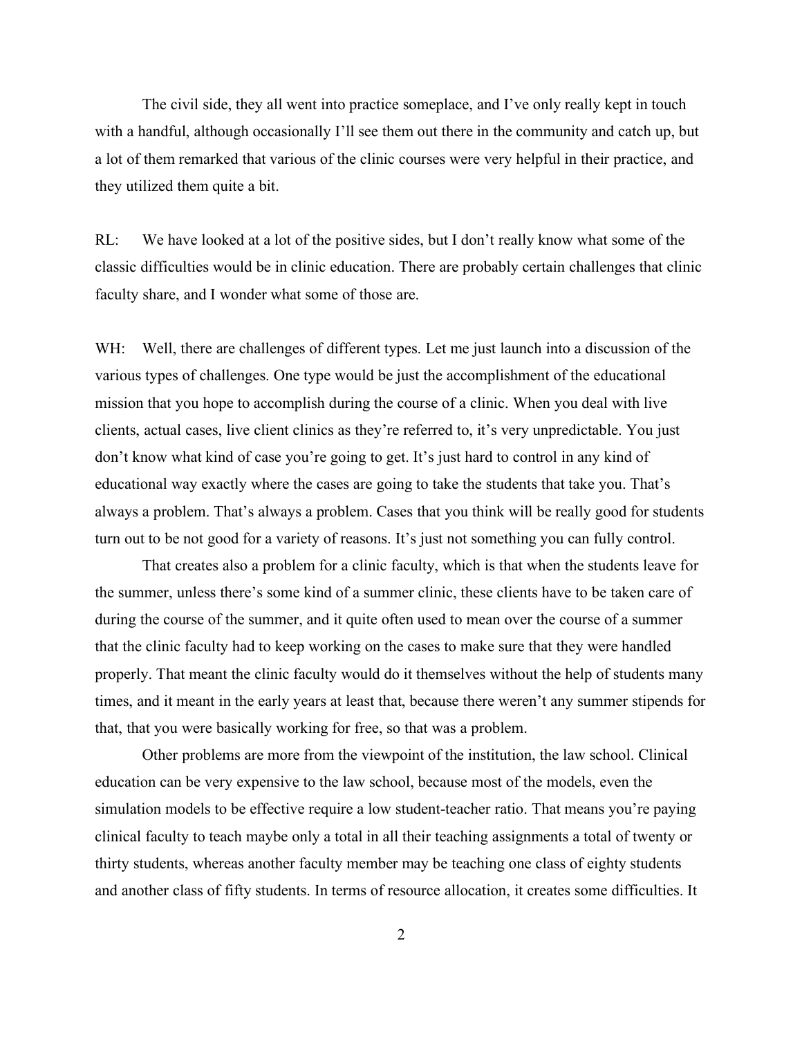The civil side, they all went into practice someplace, and I've only really kept in touch with a handful, although occasionally I'll see them out there in the community and catch up, but a lot of them remarked that various of the clinic courses were very helpful in their practice, and they utilized them quite a bit.

RL: We have looked at a lot of the positive sides, but I don't really know what some of the classic difficulties would be in clinic education. There are probably certain challenges that clinic faculty share, and I wonder what some of those are.

WH: Well, there are challenges of different types. Let me just launch into a discussion of the various types of challenges. One type would be just the accomplishment of the educational mission that you hope to accomplish during the course of a clinic. When you deal with live clients, actual cases, live client clinics as they're referred to, it's very unpredictable. You just don't know what kind of case you're going to get. It's just hard to control in any kind of educational way exactly where the cases are going to take the students that take you. That's always a problem. That's always a problem. Cases that you think will be really good for students turn out to be not good for a variety of reasons. It's just not something you can fully control.

That creates also a problem for a clinic faculty, which is that when the students leave for the summer, unless there's some kind of a summer clinic, these clients have to be taken care of during the course of the summer, and it quite often used to mean over the course of a summer that the clinic faculty had to keep working on the cases to make sure that they were handled properly. That meant the clinic faculty would do it themselves without the help of students many times, and it meant in the early years at least that, because there weren't any summer stipends for that, that you were basically working for free, so that was a problem.

Other problems are more from the viewpoint of the institution, the law school. Clinical education can be very expensive to the law school, because most of the models, even the simulation models to be effective require a low student-teacher ratio. That means you're paying clinical faculty to teach maybe only a total in all their teaching assignments a total of twenty or thirty students, whereas another faculty member may be teaching one class of eighty students and another class of fifty students. In terms of resource allocation, it creates some difficulties. It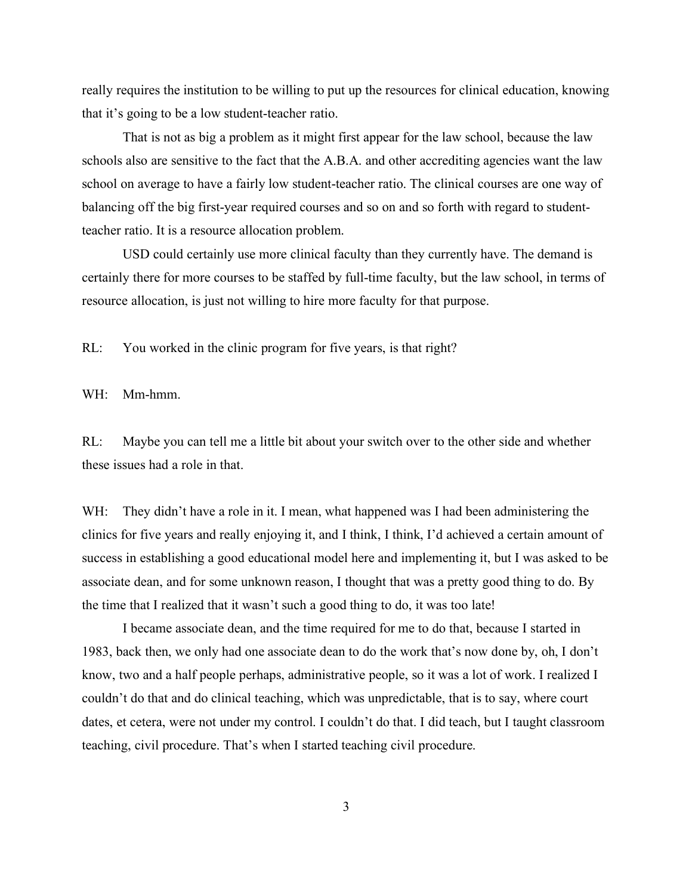really requires the institution to be willing to put up the resources for clinical education, knowing that it's going to be a low student-teacher ratio.

That is not as big a problem as it might first appear for the law school, because the law schools also are sensitive to the fact that the A.B.A. and other accrediting agencies want the law school on average to have a fairly low student-teacher ratio. The clinical courses are one way of balancing off the big first-year required courses and so on and so forth with regard to student-teacher ratio. It is a resource allocation problem.

USD could certainly use more clinical faculty than they currently have. The demand is certainly there for more courses to be staffed by full-time faculty, but the law school, in terms of resource allocation, is just not willing to hire more faculty for that purpose.

RL: You worked in the clinic program for five years, is that right?

WH: Mm-hmm.

RL: Maybe you can tell me a little bit about your switch over to the other side and whether these issues had a role in that.

WH: They didn't have a role in it. I mean, what happened was I had been administering the clinics for five years and really enjoying it, and I think, I think, I'd achieved a certain amount of success in establishing a good educational model here and implementing it, but I was asked to be associate dean, and for some unknown reason, I thought that was a pretty good thing to do. By the time that I realized that it wasn't such a good thing to do, it was too late!

I became associate dean, and the time required for me to do that, because I started in 1983, back then, we only had one associate dean to do the work that's now done by, oh, I don't know, two and a half people perhaps, administrative people, so it was a lot of work. I realized I couldn't do that and do clinical teaching, which was unpredictable, that is to say, where court dates, et cetera, were not under my control. I couldn't do that. I did teach, but I taught classroom teaching, civil procedure. That's when I started teaching civil procedure.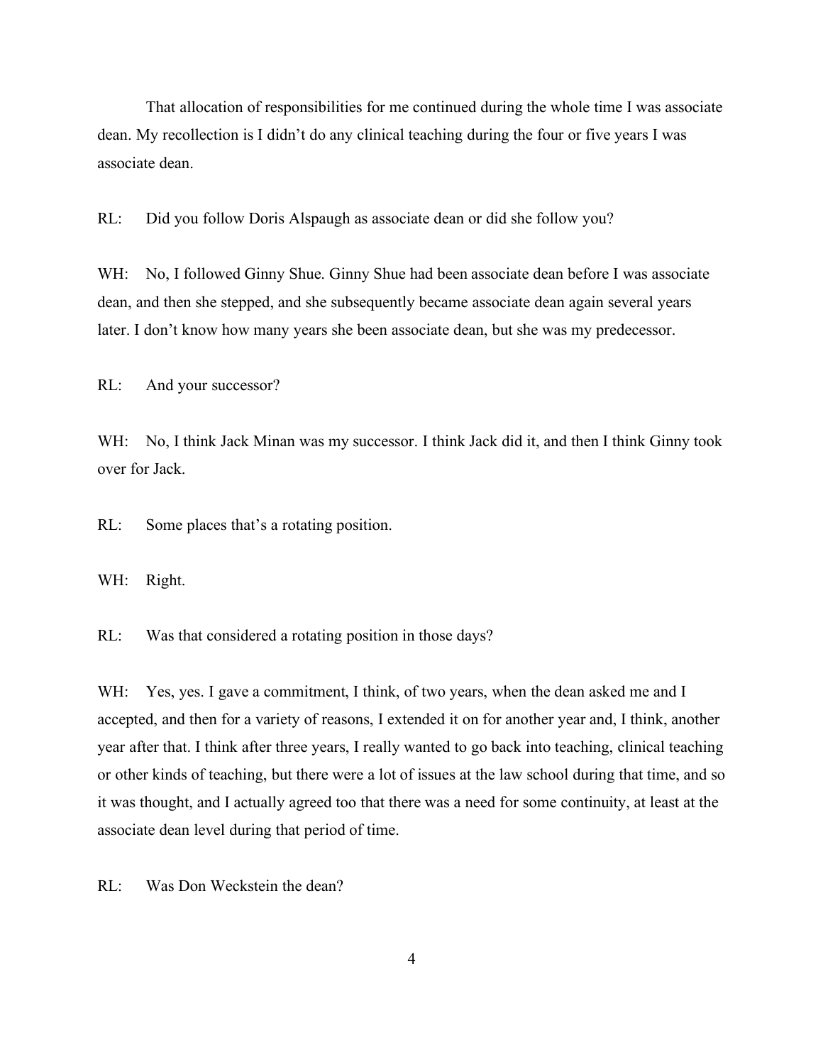That allocation of responsibilities for me continued during the whole time I was associate dean. My recollection is I didn't do any clinical teaching during the four or five years I was associate dean.

RL: Did you follow Doris Alspaugh as associate dean or did she follow you?

WH: No, I followed Ginny Shue. Ginny Shue had been associate dean before I was associate dean, and then she stepped, and she subsequently became associate dean again several years later. I don't know how many years she been associate dean, but she was my predecessor.

RL: And your successor?

WH: No, I think Jack Minan was my successor. I think Jack did it, and then I think Ginny took over for Jack.

RL: Some places that's a rotating position.

WH: Right.

RL: Was that considered a rotating position in those days?

WH: Yes, yes. I gave a commitment, I think, of two years, when the dean asked me and I accepted, and then for a variety of reasons, I extended it on for another year and, I think, another year after that. I think after three years, I really wanted to go back into teaching, clinical teaching or other kinds of teaching, but there were a lot of issues at the law school during that time, and so it was thought, and I actually agreed too that there was a need for some continuity, at least at the associate dean level during that period of time.

RL: Was Don Weckstein the dean?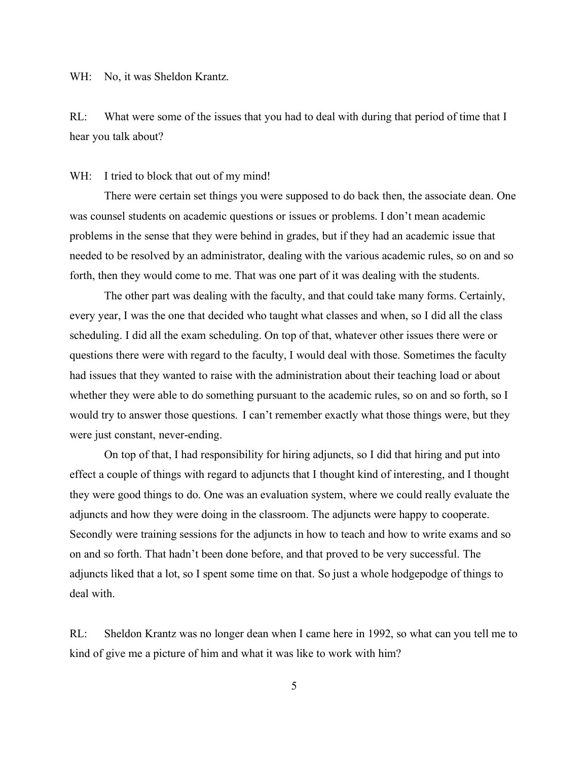WH: No, it was Sheldon Krantz.

RL: What were some of the issues that you had to deal with during that period of time that I hear you talk about?

WH: I tried to block that out of my mind!

There were certain set things you were supposed to do back then, the associate dean. One was counsel students on academic questions or issues or problems. I don't mean academic problems in the sense that they were behind in grades, but if they had an academic issue that needed to be resolved by an administrator, dealing with the various academic rules, so on and so forth, then they would come to me. That was one part of it was dealing with the students.

The other part was dealing with the faculty, and that could take many forms. Certainly, every year, I was the one that decided who taught what classes and when, so I did all the class scheduling. I did all the exam scheduling. On top of that, whatever other issues there were or questions there were with regard to the faculty, I would deal with those. Sometimes the faculty had issues that they wanted to raise with the administration about their teaching load or about whether they were able to do something pursuant to the academic rules, so on and so forth, so I would try to answer those questions. I can't remember exactly what those things were, but they were just constant, never-ending.

On top of that, I had responsibility for hiring adjuncts, so I did that hiring and put into effect a couple of things with regard to adjuncts that I thought kind of interesting, and I thought they were good things to do. One was an evaluation system, where we could really evaluate the adjuncts and how they were doing in the classroom. The adjuncts were happy to cooperate. Secondly were training sessions for the adjuncts in how to teach and how to write exams and so on and so forth. That hadn't been done before, and that proved to be very successful. The adjuncts liked that a lot, so I spent some time on that. So just a whole hodgepodge of things to deal with.

RL: Sheldon Krantz was no longer dean when I came here in 1992, so what can you tell me to kind of give me a picture of him and what it was like to work with him?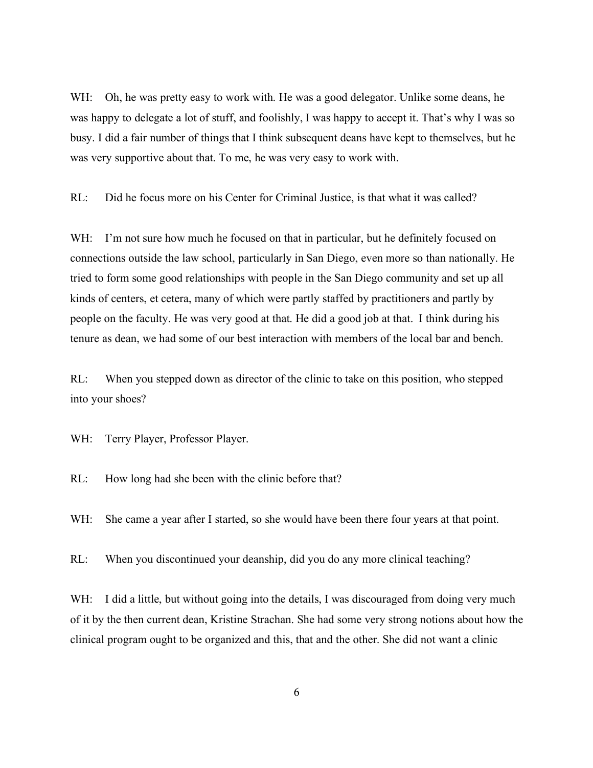WH: Oh, he was pretty easy to work with. He was a good delegator. Unlike some deans, he was happy to delegate a lot of stuff, and foolishly, I was happy to accept it. That's why I was so busy. I did a fair number of things that I think subsequent deans have kept to themselves, but he was very supportive about that. To me, he was very easy to work with.

RL: Did he focus more on his Center for Criminal Justice, is that what it was called?

WH: I'm not sure how much he focused on that in particular, but he definitely focused on connections outside the law school, particularly in San Diego, even more so than nationally. He tried to form some good relationships with people in the San Diego community and set up all kinds of centers, et cetera, many of which were partly staffed by practitioners and partly by people on the faculty. He was very good at that. He did a good job at that. I think during his tenure as dean, we had some of our best interaction with members of the local bar and bench.

RL: When you stepped down as director of the clinic to take on this position, who stepped into your shoes?

WH: Terry Player, Professor Player.

RL: How long had she been with the clinic before that?

WH: She came a year after I started, so she would have been there four years at that point.

RL: When you discontinued your deanship, did you do any more clinical teaching?

WH: I did a little, but without going into the details, I was discouraged from doing very much of it by the then current dean, Kristine Strachan. She had some very strong notions about how the clinical program ought to be organized and this, that and the other. She did not want a clinic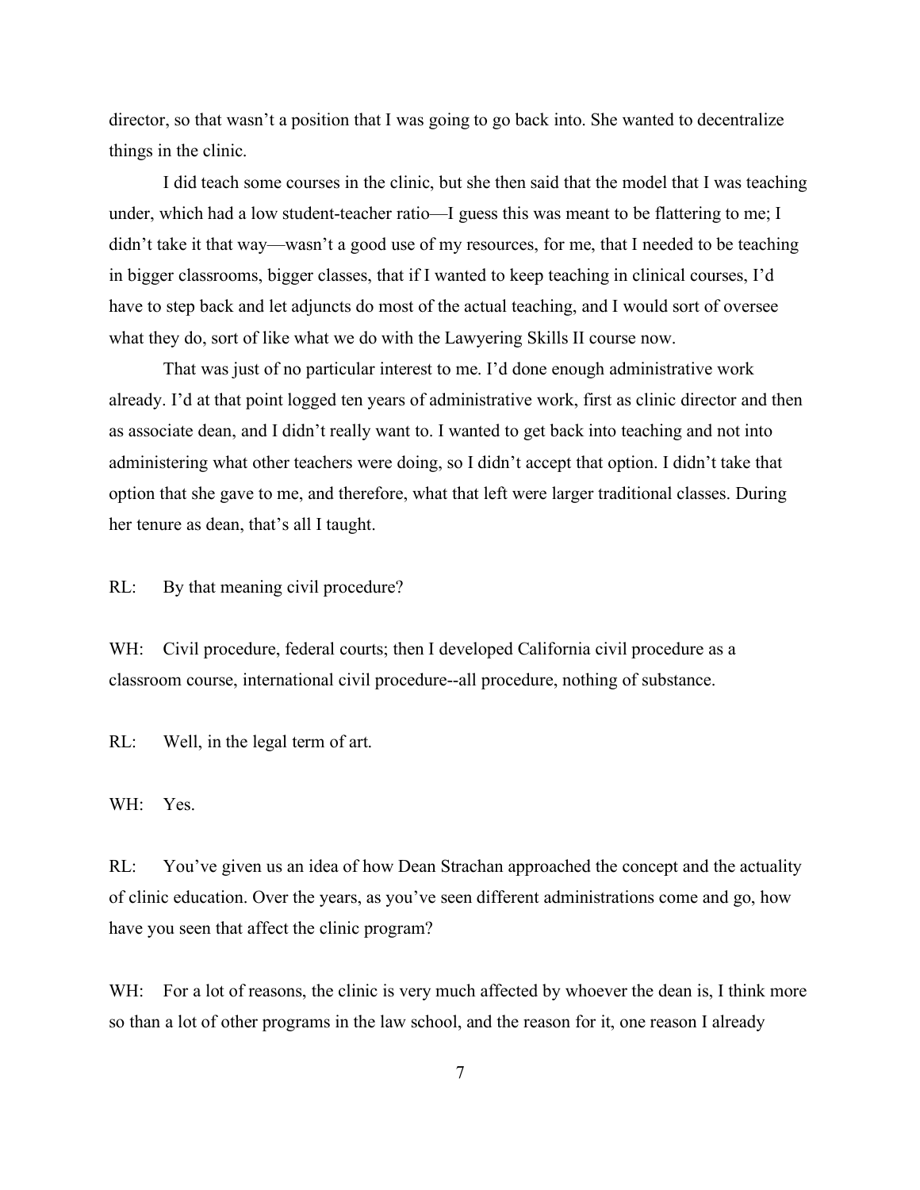director, so that wasn't a position that I was going to go back into. She wanted to decentralize things in the clinic.

I did teach some courses in the clinic, but she then said that the model that I was teaching under, which had a low student-teacher ratio—I guess this was meant to be flattering to me; I didn't take it that way—wasn't a good use of my resources, for me, that I needed to be teaching in bigger classrooms, bigger classes, that if I wanted to keep teaching in clinical courses, I'd have to step back and let adjuncts do most of the actual teaching, and I would sort of oversee what they do, sort of like what we do with the Lawyering Skills II course now.

That was just of no particular interest to me. I'd done enough administrative work already. I'd at that point logged ten years of administrative work, first as clinic director and then as associate dean, and I didn't really want to. I wanted to get back into teaching and not into administering what other teachers were doing, so I didn't accept that option. I didn't take that option that she gave to me, and therefore, what that left were larger traditional classes. During her tenure as dean, that's all I taught.

RL: By that meaning civil procedure?

WH: Civil procedure, federal courts; then I developed California civil procedure as a classroom course, international civil procedure--all procedure, nothing of substance.

RL: Well, in the legal term of art.

WH: Yes.

RL: You've given us an idea of how Dean Strachan approached the concept and the actuality of clinic education. Over the years, as you've seen different administrations come and go, how have you seen that affect the clinic program?

WH: For a lot of reasons, the clinic is very much affected by whoever the dean is, I think more so than a lot of other programs in the law school, and the reason for it, one reason I already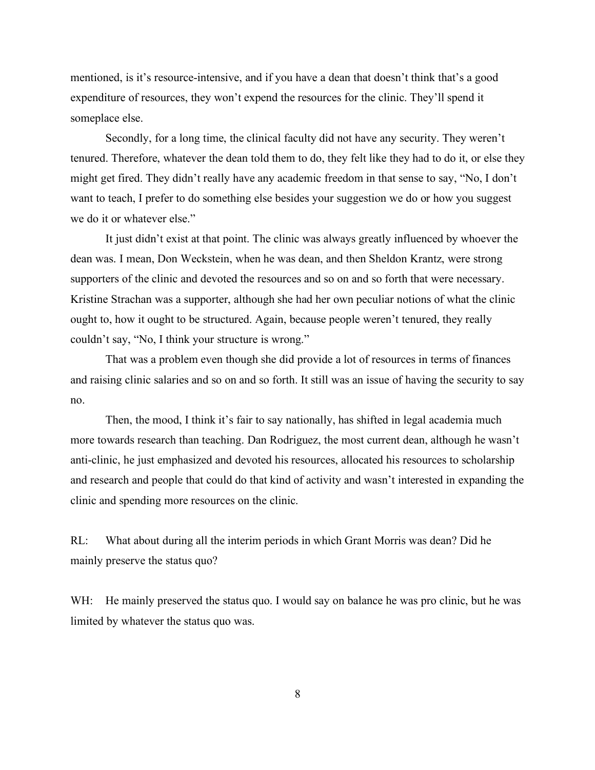mentioned, is it's resource-intensive, and if you have a dean that doesn't think that's a good expenditure of resources, they won't expend the resources for the clinic. They'll spend it someplace else.

Secondly, for a long time, the clinical faculty did not have any security. They weren't tenured. Therefore, whatever the dean told them to do, they felt like they had to do it, or else they might get fired. They didn't really have any academic freedom in that sense to say, "No, I don't want to teach, I prefer to do something else besides your suggestion we do or how you suggest we do it or whatever else."

It just didn't exist at that point. The clinic was always greatly influenced by whoever the dean was. I mean, Don Weckstein, when he was dean, and then Sheldon Krantz, were strong supporters of the clinic and devoted the resources and so on and so forth that were necessary. Kristine Strachan was a supporter, although she had her own peculiar notions of what the clinic ought to, how it ought to be structured. Again, because people weren't tenured, they really couldn't say, "No, I think your structure is wrong."

That was a problem even though she did provide a lot of resources in terms of finances and raising clinic salaries and so on and so forth. It still was an issue of having the security to say no.

Then, the mood, I think it's fair to say nationally, has shifted in legal academia much more towards research than teaching. Dan Rodriguez, the most current dean, although he wasn't anti-clinic, he just emphasized and devoted his resources, allocated his resources to scholarship and research and people that could do that kind of activity and wasn't interested in expanding the clinic and spending more resources on the clinic.

RL: What about during all the interim periods in which Grant Morris was dean? Did he mainly preserve the status quo?

WH: He mainly preserved the status quo. I would say on balance he was pro clinic, but he was limited by whatever the status quo was.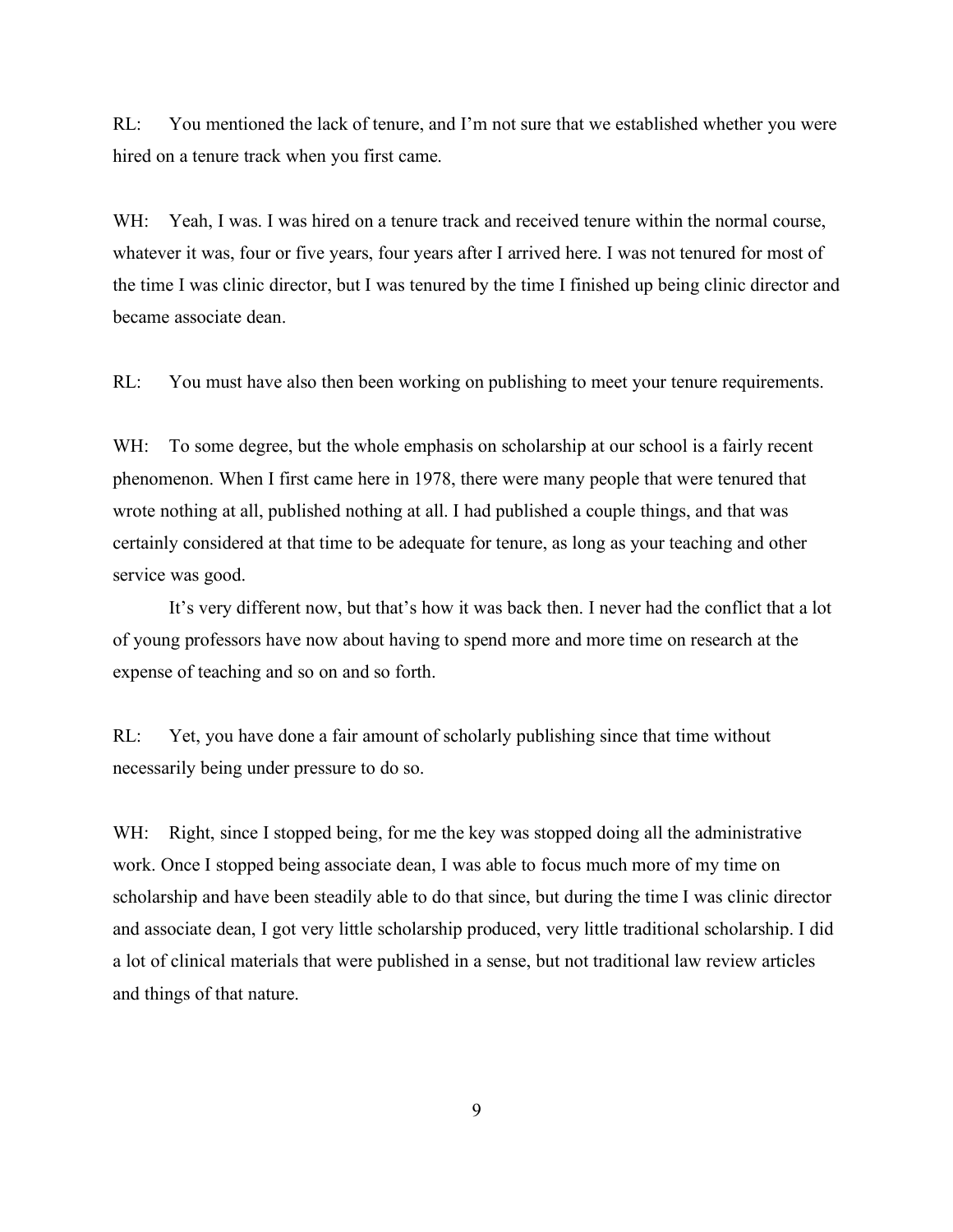RL: You mentioned the lack of tenure, and I'm not sure that we established whether you were hired on a tenure track when you first came.

WH: Yeah, I was. I was hired on a tenure track and received tenure within the normal course, whatever it was, four or five years, four years after I arrived here. I was not tenured for most of the time I was clinic director, but I was tenured by the time I finished up being clinic director and became associate dean.

RL: You must have also then been working on publishing to meet your tenure requirements.

WH: To some degree, but the whole emphasis on scholarship at our school is a fairly recent phenomenon. When I first came here in 1978, there were many people that were tenured that wrote nothing at all, published nothing at all. I had published a couple things, and that was certainly considered at that time to be adequate for tenure, as long as your teaching and other service was good.

It's very different now, but that's how it was back then. I never had the conflict that a lot of young professors have now about having to spend more and more time on research at the expense of teaching and so on and so forth.

RL: Yet, you have done a fair amount of scholarly publishing since that time without necessarily being under pressure to do so.

WH: Right, since I stopped being, for me the key was stopped doing all the administrative work. Once I stopped being associate dean, I was able to focus much more of my time on scholarship and have been steadily able to do that since, but during the time I was clinic director and associate dean, I got very little scholarship produced, very little traditional scholarship. I did a lot of clinical materials that were published in a sense, but not traditional law review articles and things of that nature.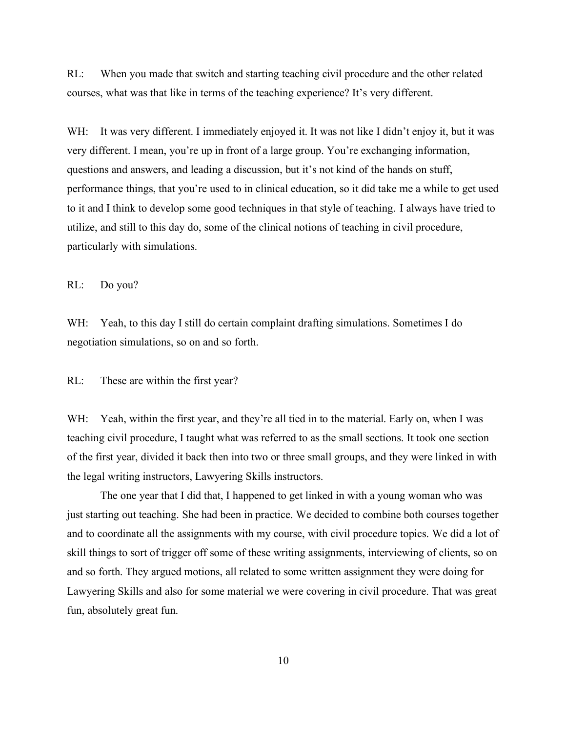RL: When you made that switch and starting teaching civil procedure and the other related courses, what was that like in terms of the teaching experience? It's very different.

WH: It was very different. I immediately enjoyed it. It was not like I didn't enjoy it, but it was very different. I mean, you're up in front of a large group. You're exchanging information, questions and answers, and leading a discussion, but it's not kind of the hands on stuff, performance things, that you're used to in clinical education, so it did take me a while to get used to it and I think to develop some good techniques in that style of teaching. I always have tried to utilize, and still to this day do, some of the clinical notions of teaching in civil procedure, particularly with simulations.

RL: Do you?

WH: Yeah, to this day I still do certain complaint drafting simulations. Sometimes I do negotiation simulations, so on and so forth.

RL: These are within the first year?

WH: Yeah, within the first year, and they're all tied in to the material. Early on, when I was teaching civil procedure, I taught what was referred to as the small sections. It took one section of the first year, divided it back then into two or three small groups, and they were linked in with the legal writing instructors, Lawyering Skills instructors.

The one year that I did that, I happened to get linked in with a young woman who was just starting out teaching. She had been in practice. We decided to combine both courses together and to coordinate all the assignments with my course, with civil procedure topics. We did a lot of skill things to sort of trigger off some of these writing assignments, interviewing of clients, so on and so forth. They argued motions, all related to some written assignment they were doing for Lawyering Skills and also for some material we were covering in civil procedure. That was great fun, absolutely great fun.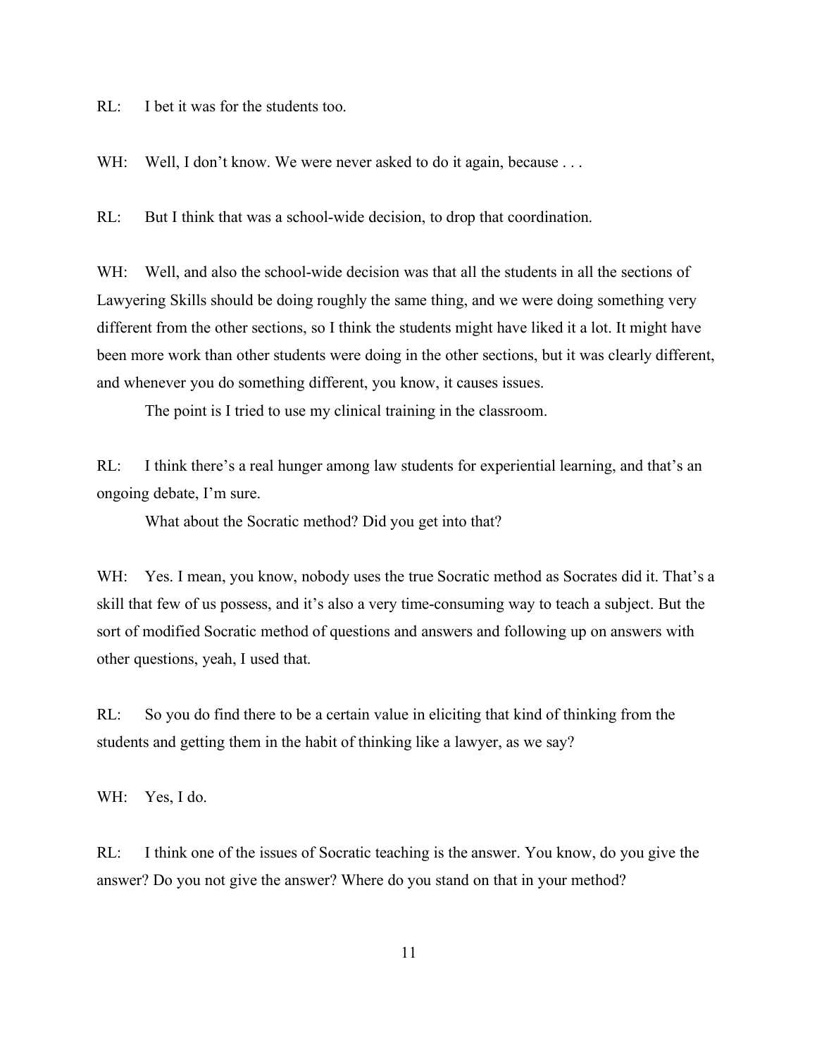RL: I bet it was for the students too.

WH: Well, I don't know. We were never asked to do it again, because . . .

RL: But I think that was a school-wide decision, to drop that coordination.

WH: Well, and also the school-wide decision was that all the students in all the sections of Lawyering Skills should be doing roughly the same thing, and we were doing something very different from the other sections, so I think the students might have liked it a lot. It might have been more work than other students were doing in the other sections, but it was clearly different, and whenever you do something different, you know, it causes issues.

The point is I tried to use my clinical training in the classroom.

RL: I think there's a real hunger among law students for experiential learning, and that's an ongoing debate, I'm sure.

What about the Socratic method? Did you get into that?

WH: Yes. I mean, you know, nobody uses the true Socratic method as Socrates did it. That's a skill that few of us possess, and it's also a very time-consuming way to teach a subject. But the sort of modified Socratic method of questions and answers and following up on answers with other questions, yeah, I used that.

RL: So you do find there to be a certain value in eliciting that kind of thinking from the students and getting them in the habit of thinking like a lawyer, as we say?

WH: Yes, I do.

RL: I think one of the issues of Socratic teaching is the answer. You know, do you give the answer? Do you not give the answer? Where do you stand on that in your method?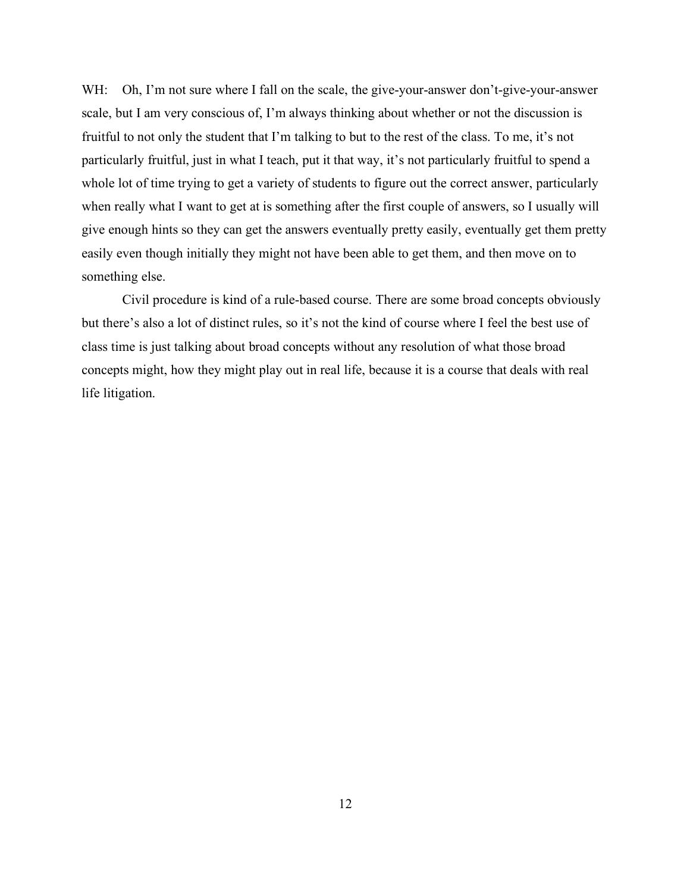WH: Oh, I'm not sure where I fall on the scale, the give-your-answer don't-give-your-answer scale, but I am very conscious of, I'm always thinking about whether or not the discussion is fruitful to not only the student that I'm talking to but to the rest of the class. To me, it's not particularly fruitful, just in what I teach, put it that way, it's not particularly fruitful to spend a whole lot of time trying to get a variety of students to figure out the correct answer, particularly when really what I want to get at is something after the first couple of answers, so I usually will give enough hints so they can get the answers eventually pretty easily, eventually get them pretty easily even though initially they might not have been able to get them, and then move on to something else.

Civil procedure is kind of a rule-based course. There are some broad concepts obviously but there's also a lot of distinct rules, so it's not the kind of course where I feel the best use of class time is just talking about broad concepts without any resolution of what those broad concepts might, how they might play out in real life, because it is a course that deals with real life litigation.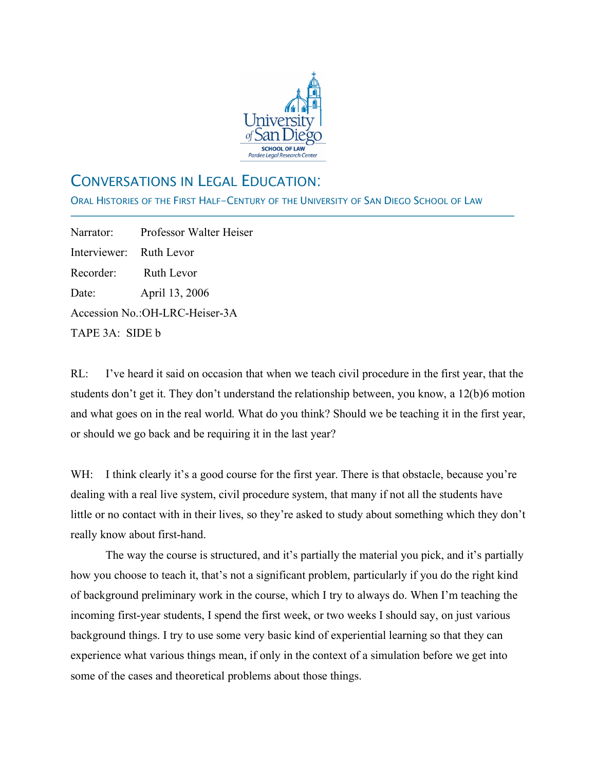# CONVERSATIONS IN LEGAL EDUCATION:

## ORAL HISTORIES OF THE FIRST HALF-CENTURY OF THE UNIVERSITY OF SAN DIEGO SCHOOL OF LAW

Narrator: Professor Walter Heiser

Interviewer: Ruth Levor

Recorder: Ruth Levor

Date: April 13, 2006

Accession No.:OH-LRC-Heiser-3A

TAPE 3A: SIDE b

RL: I've heard it said on occasion that when we teach civil procedure in the first year, that the students don't get it. They don't understand the relationship between, you know, a 12(b)6 motion and what goes on in the real world. What do you think? Should we be teaching it in the first year, or should we go back and be requiring it in the last year?

WH: I think clearly it's a good course for the first year. There is that obstacle, because you're dealing with a real live system, civil procedure system, that many if not all the students have little or no contact with in their lives, so they're asked to study about something which they don't really know about first-hand.

The way the course is structured, and it's partially the material you pick, and it's partially how you choose to teach it, that's not a significant problem, particularly if you do the right kind of background preliminary work in the course, which I try to always do. When I'm teaching the incoming first-year students, I spend the first week, or two weeks I should say, on just various background things. I try to use some very basic kind of experiential learning so that they can experience what various things mean, if only in the context of a simulation before we get into some of the cases and theoretical problems about those things.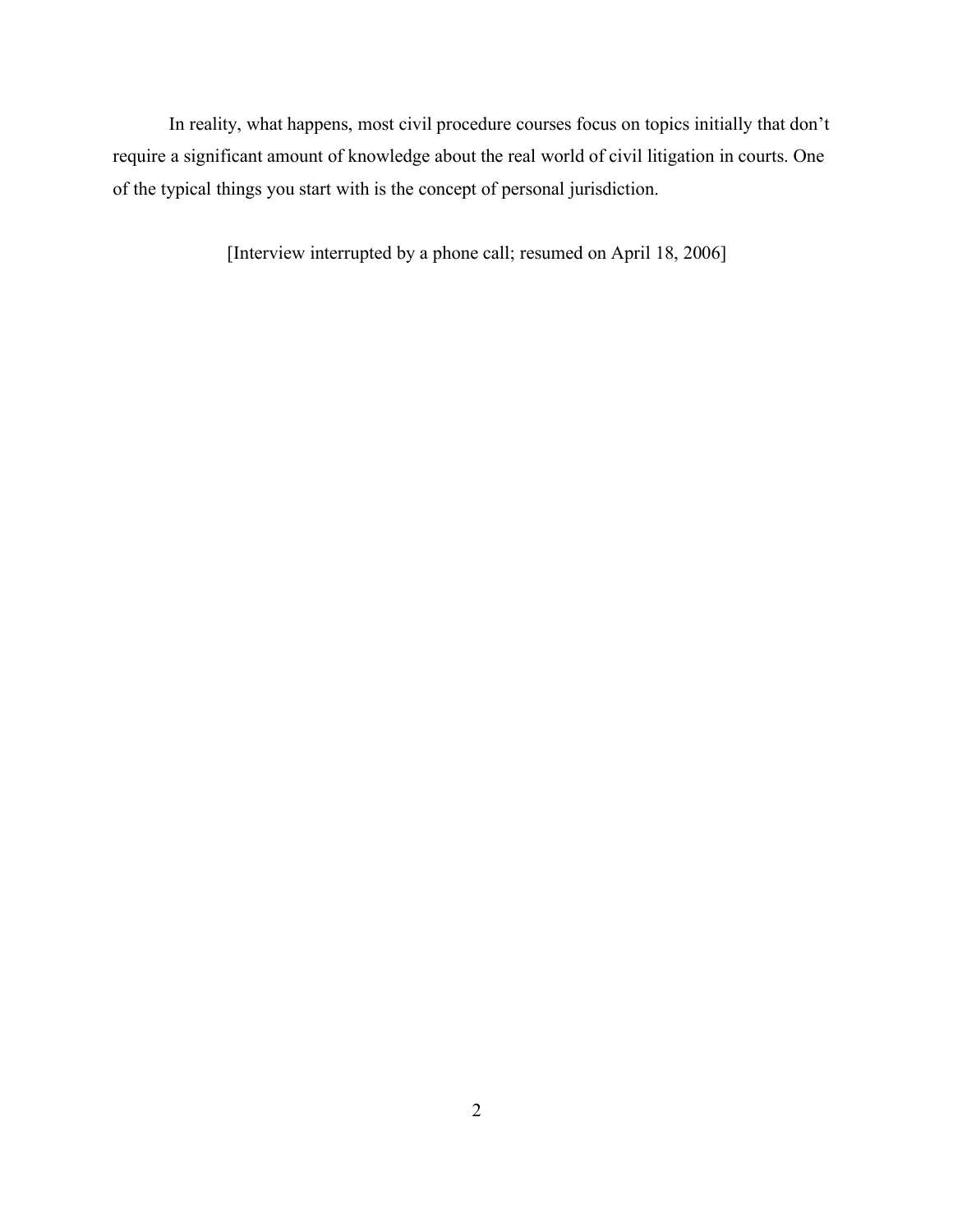In reality, what happens, most civil procedure courses focus on topics initially that don't require a significant amount of knowledge about the real world of civil litigation in courts. One of the typical things you start with is the concept of personal jurisdiction.

[Interview interrupted by a phone call; resumed on April 18, 2006]